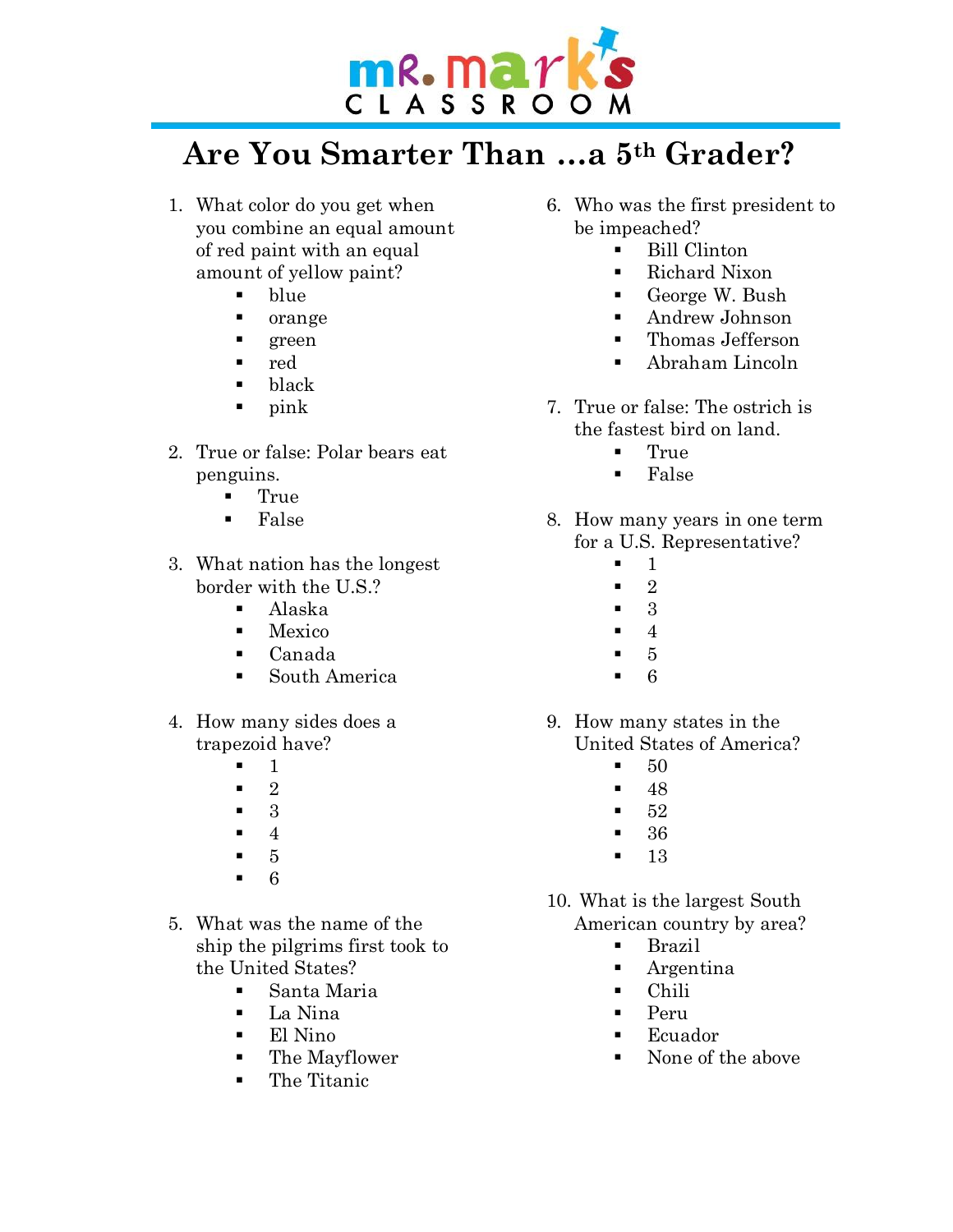mR. mark's CLASSROOM

# Are You Smarter Than …a 5th Grader?

1. What color do you get when you combine an equal amount of red paint with an equal amount of yellow paint?
   - blue
   - orange
   - green
   - red
   - black
   - pink

2. True or false: Polar bears eat penguins.
   - True
   - False

3. What nation has the longest border with the U.S.?
   - Alaska
   - Mexico
   - Canada
   - South America

4. How many sides does a trapezoid have?
   - 1
   - 2
   - 3
   - 4
   - 5
   - 6

5. What was the name of the ship the pilgrims first took to the United States?
   - Santa Maria
   - La Nina
   - El Nino
   - The Mayflower
   - The Titanic

6. Who was the first president to be impeached?
   - Bill Clinton
   - Richard Nixon
   - George W. Bush
   - Andrew Johnson
   - Thomas Jefferson
   - Abraham Lincoln

7. True or false: The ostrich is the fastest bird on land.
   - True
   - False

8. How many years in one term for a U.S. Representative?
   - 1
   - 2
   - 3
   - 4
   - 5
   - 6

9. How many states in the United States of America?
   - 50
   - 48
   - 52
   - 36
   - 13

10. What is the largest South American country by area?
    - Brazil
    - Argentina
    - Chili
    - Peru
    - Ecuador
    - None of the above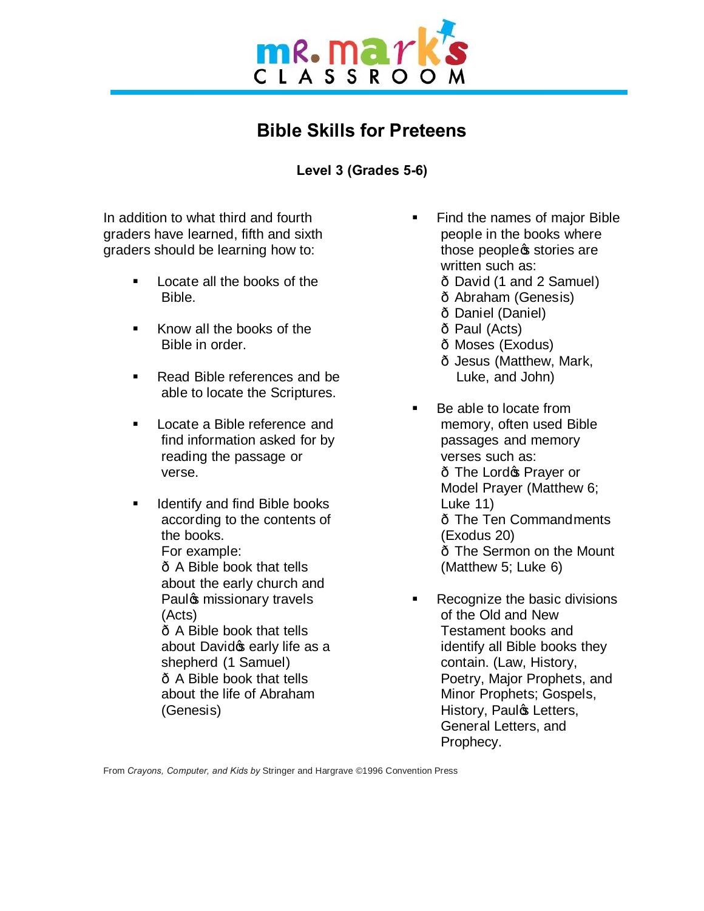# Bible Skills for Preteens

**Level 3 (Grades 5-6)**

In addition to what third and fourth graders have learned, fifth and sixth graders should be learning how to:

- Locate all the books of the Bible.
- Know all the books of the Bible in order.
- Read Bible references and be able to locate the Scriptures.
- Locate a Bible reference and find information asked for by reading the passage or verse.
- Identify and find Bible books according to the contents of the books.
  For example:
  ð A Bible book that tells about the early church and Paulꞌs missionary travels (Acts)
  ð A Bible book that tells about Davidꞌs early life as a shepherd (1 Samuel)
  ð A Bible book that tells about the life of Abraham (Genesis)
- Find the names of major Bible people in the books where those peopleꞌs stories are written such as:
  ð David (1 and 2 Samuel)
  ð Abraham (Genesis)
  ð Daniel (Daniel)
  ð Paul (Acts)
  ð Moses (Exodus)
  ð Jesus (Matthew, Mark, Luke, and John)
- Be able to locate from memory, often used Bible passages and memory verses such as:
  ð The Lordꞌs Prayer or Model Prayer (Matthew 6; Luke 11)
  ð The Ten Commandments (Exodus 20)
  ð The Sermon on the Mount (Matthew 5; Luke 6)
- Recognize the basic divisions of the Old and New Testament books and identify all Bible books they contain. (Law, History, Poetry, Major Prophets, and Minor Prophets; Gospels, History, Paulꞌs Letters, General Letters, and Prophecy.

From *Crayons, Computer, and Kids by* Stringer and Hargrave ©1996 Convention Press